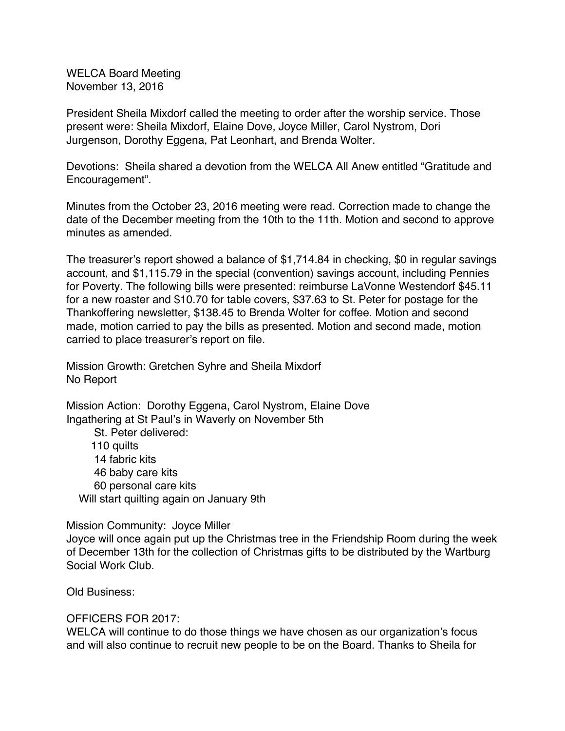WELCA Board Meeting
November 13, 2016

President Sheila Mixdorf called the meeting to order after the worship service. Those present were: Sheila Mixdorf, Elaine Dove, Joyce Miller, Carol Nystrom, Dori Jurgenson, Dorothy Eggena, Pat Leonhart, and Brenda Wolter.

Devotions: Sheila shared a devotion from the WELCA All Anew entitled "Gratitude and Encouragement".

Minutes from the October 23, 2016 meeting were read. Correction made to change the date of the December meeting from the 10th to the 11th. Motion and second to approve minutes as amended.

The treasurer's report showed a balance of $1,714.84 in checking, $0 in regular savings account, and $1,115.79 in the special (convention) savings account, including Pennies for Poverty. The following bills were presented: reimburse LaVonne Westendorf $45.11 for a new roaster and $10.70 for table covers, $37.63 to St. Peter for postage for the Thankoffering newsletter, $138.45 to Brenda Wolter for coffee. Motion and second made, motion carried to pay the bills as presented. Motion and second made, motion carried to place treasurer's report on file.

Mission Growth: Gretchen Syhre and Sheila Mixdorf
No Report

Mission Action: Dorothy Eggena, Carol Nystrom, Elaine Dove
Ingathering at St Paul's in Waverly on November 5th

St. Peter delivered:
- 110 quilts
- 14 fabric kits
- 46 baby care kits
- 60 personal care kits

Will start quilting again on January 9th

Mission Community: Joyce Miller
Joyce will once again put up the Christmas tree in the Friendship Room during the week of December 13th for the collection of Christmas gifts to be distributed by the Wartburg Social Work Club.

Old Business:

OFFICERS FOR 2017:
WELCA will continue to do those things we have chosen as our organization's focus and will also continue to recruit new people to be on the Board. Thanks to Sheila for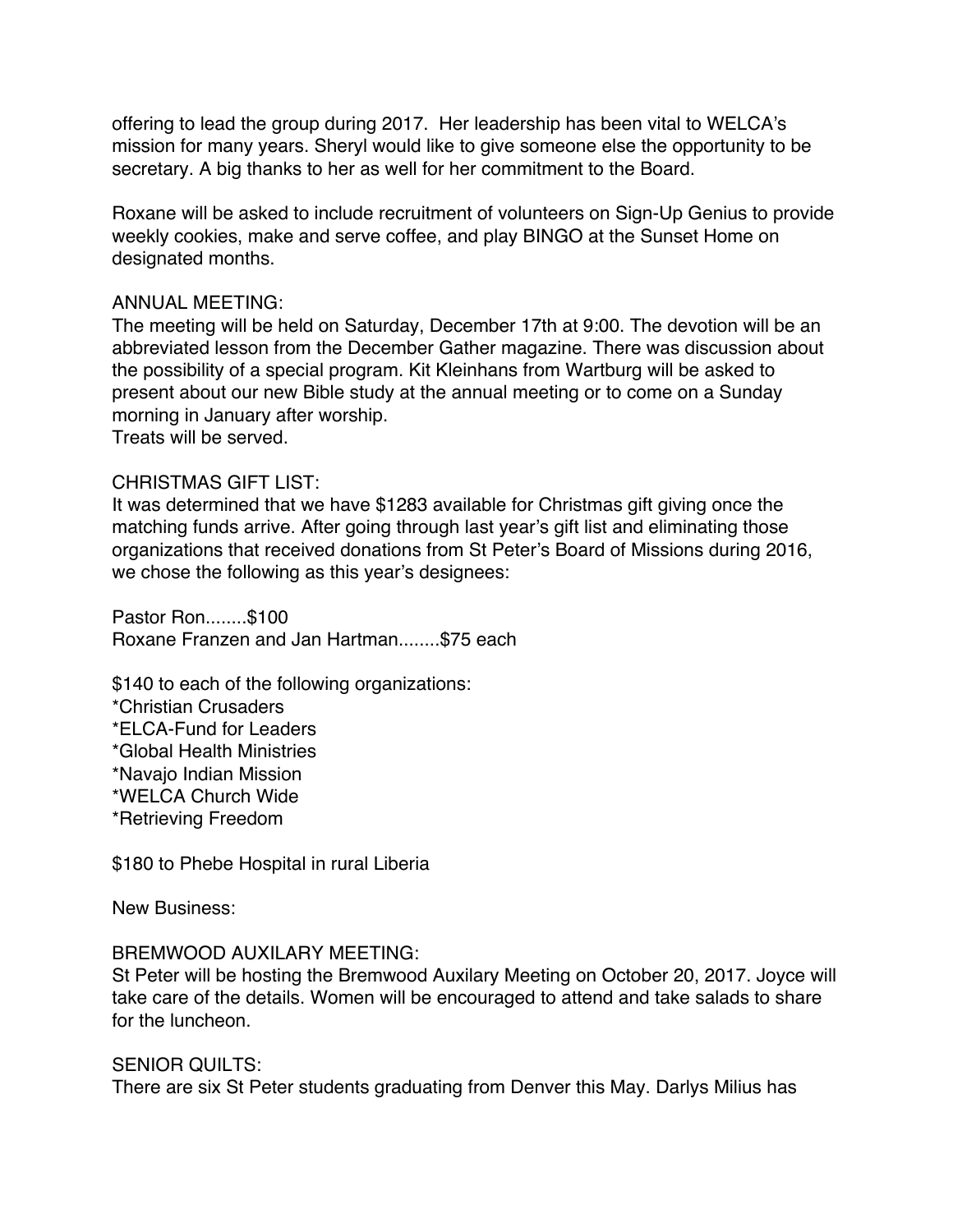offering to lead the group during 2017. Her leadership has been vital to WELCA's mission for many years. Sheryl would like to give someone else the opportunity to be secretary. A big thanks to her as well for her commitment to the Board.

Roxane will be asked to include recruitment of volunteers on Sign-Up Genius to provide weekly cookies, make and serve coffee, and play BINGO at the Sunset Home on designated months.

ANNUAL MEETING:
The meeting will be held on Saturday, December 17th at 9:00. The devotion will be an abbreviated lesson from the December Gather magazine. There was discussion about the possibility of a special program. Kit Kleinhans from Wartburg will be asked to present about our new Bible study at the annual meeting or to come on a Sunday morning in January after worship.
Treats will be served.

CHRISTMAS GIFT LIST:
It was determined that we have $1283 available for Christmas gift giving once the matching funds arrive. After going through last year's gift list and eliminating those organizations that received donations from St Peter's Board of Missions during 2016, we chose the following as this year's designees:

Pastor Ron........$100
Roxane Franzen and Jan Hartman........$75 each

$140 to each of the following organizations:
*Christian Crusaders
*ELCA-Fund for Leaders
*Global Health Ministries
*Navajo Indian Mission
*WELCA Church Wide
*Retrieving Freedom

$180 to Phebe Hospital in rural Liberia

New Business:

BREMWOOD AUXILARY MEETING:
St Peter will be hosting the Bremwood Auxilary Meeting on October 20, 2017. Joyce will take care of the details. Women will be encouraged to attend and take salads to share for the luncheon.

SENIOR QUILTS:
There are six St Peter students graduating from Denver this May. Darlys Milius has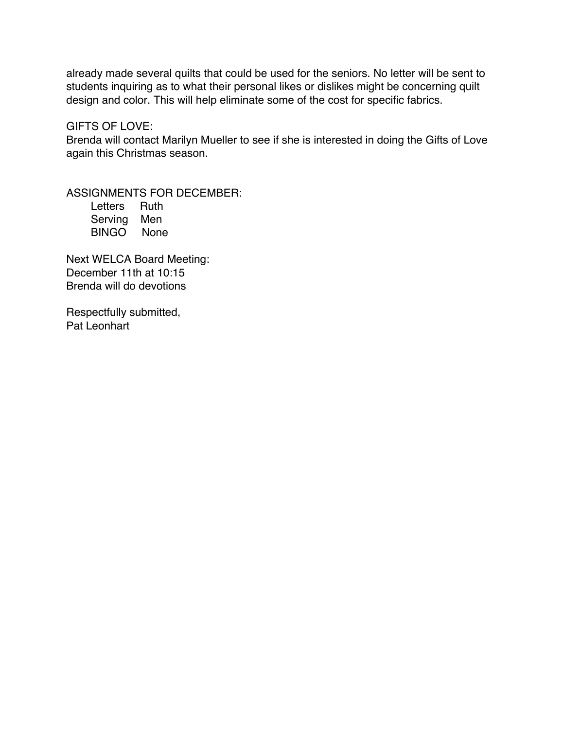already made several quilts that could be used for the seniors. No letter will be sent to students inquiring as to what their personal likes or dislikes might be concerning quilt design and color. This will help eliminate some of the cost for specific fabrics.

GIFTS OF LOVE:
Brenda will contact Marilyn Mueller to see if she is interested in doing the Gifts of Love again this Christmas season.

ASSIGNMENTS FOR DECEMBER:

| | |
|---|---|
| Letters | Ruth |
| Serving | Men |
| BINGO | None |

Next WELCA Board Meeting:
December 11th at 10:15
Brenda will do devotions

Respectfully submitted,
Pat Leonhart